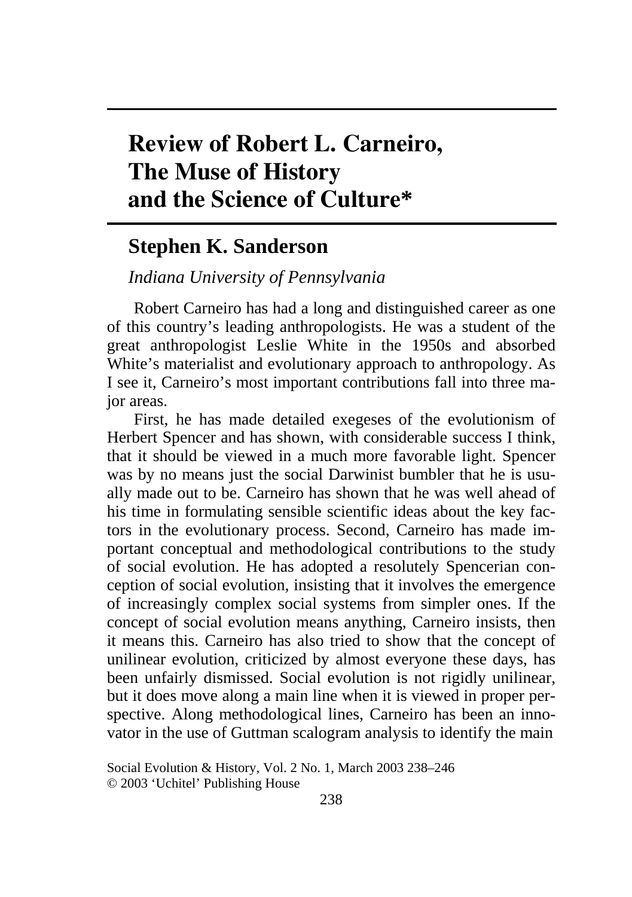# Review of Robert L. Carneiro, The Muse of History and the Science of Culture*

## Stephen K. Sanderson

*Indiana University of Pennsylvania*

Robert Carneiro has had a long and distinguished career as one of this country's leading anthropologists. He was a student of the great anthropologist Leslie White in the 1950s and absorbed White's materialist and evolutionary approach to anthropology. As I see it, Carneiro's most important contributions fall into three major areas.

First, he has made detailed exegeses of the evolutionism of Herbert Spencer and has shown, with considerable success I think, that it should be viewed in a much more favorable light. Spencer was by no means just the social Darwinist bumbler that he is usually made out to be. Carneiro has shown that he was well ahead of his time in formulating sensible scientific ideas about the key factors in the evolutionary process. Second, Carneiro has made important conceptual and methodological contributions to the study of social evolution. He has adopted a resolutely Spencerian conception of social evolution, insisting that it involves the emergence of increasingly complex social systems from simpler ones. If the concept of social evolution means anything, Carneiro insists, then it means this. Carneiro has also tried to show that the concept of unilinear evolution, criticized by almost everyone these days, has been unfairly dismissed. Social evolution is not rigidly unilinear, but it does move along a main line when it is viewed in proper perspective. Along methodological lines, Carneiro has been an innovator in the use of Guttman scalogram analysis to identify the main

Social Evolution & History, Vol. 2 No. 1, March 2003 238–246
© 2003 'Uchitel' Publishing House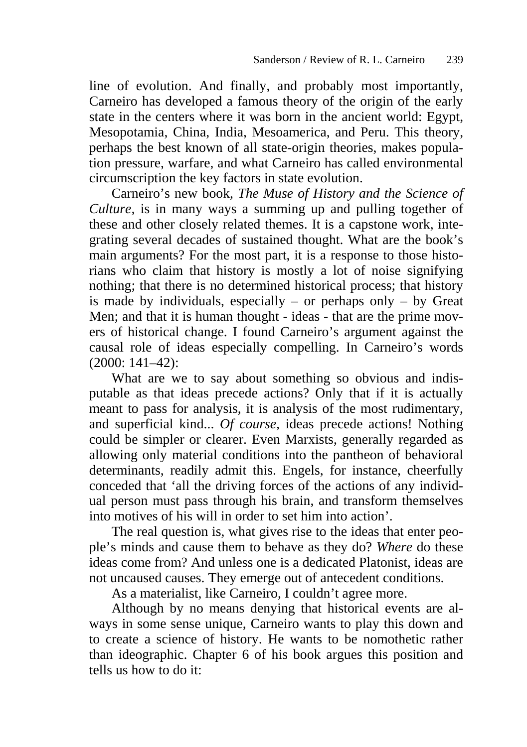line of evolution. And finally, and probably most importantly, Carneiro has developed a famous theory of the origin of the early state in the centers where it was born in the ancient world: Egypt, Mesopotamia, China, India, Mesoamerica, and Peru. This theory, perhaps the best known of all state-origin theories, makes population pressure, warfare, and what Carneiro has called environmental circumscription the key factors in state evolution.

Carneiro's new book, *The Muse of History and the Science of Culture*, is in many ways a summing up and pulling together of these and other closely related themes. It is a capstone work, integrating several decades of sustained thought. What are the book's main arguments? For the most part, it is a response to those historians who claim that history is mostly a lot of noise signifying nothing; that there is no determined historical process; that history is made by individuals, especially – or perhaps only – by Great Men; and that it is human thought - ideas - that are the prime movers of historical change. I found Carneiro's argument against the causal role of ideas especially compelling. In Carneiro's words (2000: 141–42):

What are we to say about something so obvious and indisputable as that ideas precede actions? Only that if it is actually meant to pass for analysis, it is analysis of the most rudimentary, and superficial kind... *Of course,* ideas precede actions! Nothing could be simpler or clearer. Even Marxists, generally regarded as allowing only material conditions into the pantheon of behavioral determinants, readily admit this. Engels, for instance, cheerfully conceded that 'all the driving forces of the actions of any individual person must pass through his brain, and transform themselves into motives of his will in order to set him into action'.

The real question is, what gives rise to the ideas that enter people's minds and cause them to behave as they do? *Where* do these ideas come from? And unless one is a dedicated Platonist, ideas are not uncaused causes. They emerge out of antecedent conditions.

As a materialist, like Carneiro, I couldn't agree more.

Although by no means denying that historical events are always in some sense unique, Carneiro wants to play this down and to create a science of history. He wants to be nomothetic rather than ideographic. Chapter 6 of his book argues this position and tells us how to do it: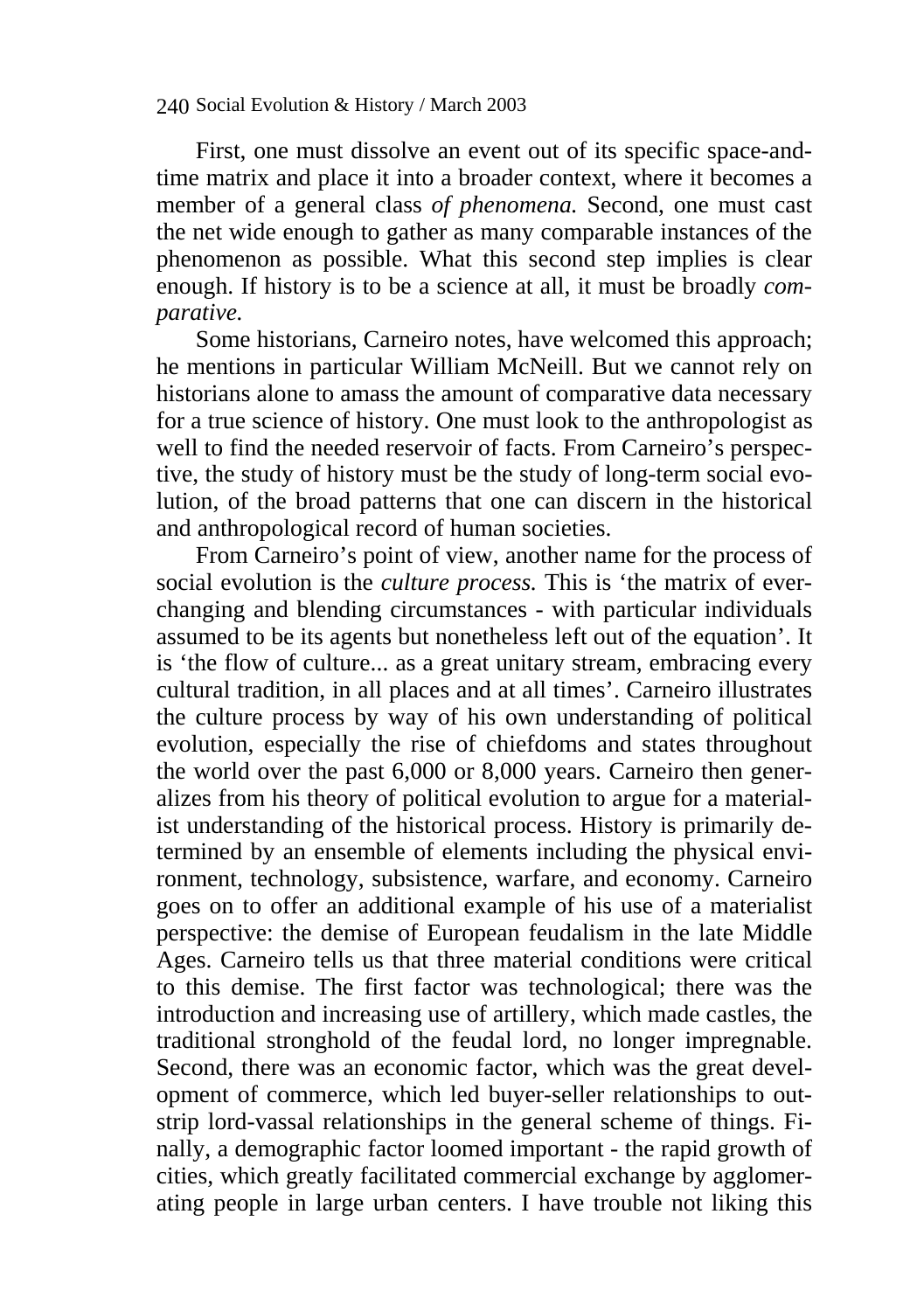First, one must dissolve an event out of its specific space-and-time matrix and place it into a broader context, where it becomes a member of a general class *of phenomena.* Second, one must cast the net wide enough to gather as many comparable instances of the phenomenon as possible. What this second step implies is clear enough. If history is to be a science at all, it must be broadly *comparative.*

Some historians, Carneiro notes, have welcomed this approach; he mentions in particular William McNeill. But we cannot rely on historians alone to amass the amount of comparative data necessary for a true science of history. One must look to the anthropologist as well to find the needed reservoir of facts. From Carneiro's perspective, the study of history must be the study of long-term social evolution, of the broad patterns that one can discern in the historical and anthropological record of human societies.

From Carneiro's point of view, another name for the process of social evolution is the *culture process.* This is 'the matrix of ever-changing and blending circumstances - with particular individuals assumed to be its agents but nonetheless left out of the equation'. It is 'the flow of culture... as a great unitary stream, embracing every cultural tradition, in all places and at all times'. Carneiro illustrates the culture process by way of his own understanding of political evolution, especially the rise of chiefdoms and states throughout the world over the past 6,000 or 8,000 years. Carneiro then generalizes from his theory of political evolution to argue for a materialist understanding of the historical process. History is primarily determined by an ensemble of elements including the physical environment, technology, subsistence, warfare, and economy. Carneiro goes on to offer an additional example of his use of a materialist perspective: the demise of European feudalism in the late Middle Ages. Carneiro tells us that three material conditions were critical to this demise. The first factor was technological; there was the introduction and increasing use of artillery, which made castles, the traditional stronghold of the feudal lord, no longer impregnable. Second, there was an economic factor, which was the great development of commerce, which led buyer-seller relationships to outstrip lord-vassal relationships in the general scheme of things. Finally, a demographic factor loomed important - the rapid growth of cities, which greatly facilitated commercial exchange by agglomerating people in large urban centers. I have trouble not liking this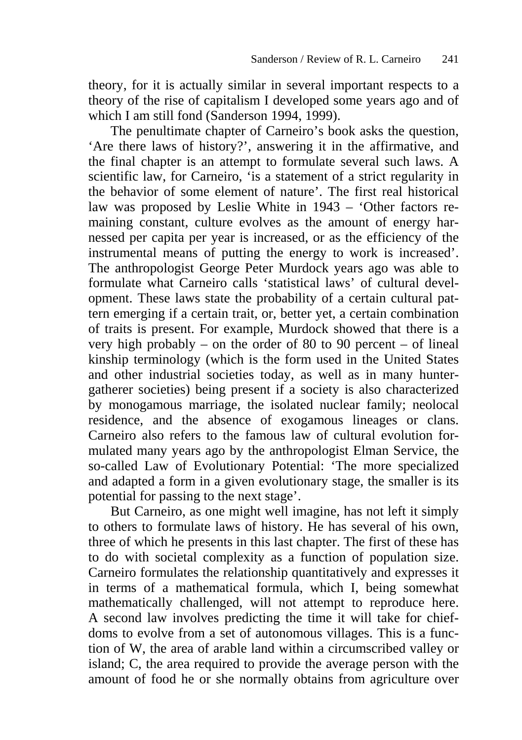theory, for it is actually similar in several important respects to a theory of the rise of capitalism I developed some years ago and of which I am still fond (Sanderson 1994, 1999).

The penultimate chapter of Carneiro's book asks the question, 'Are there laws of history?', answering it in the affirmative, and the final chapter is an attempt to formulate several such laws. A scientific law, for Carneiro, 'is a statement of a strict regularity in the behavior of some element of nature'. The first real historical law was proposed by Leslie White in 1943 – 'Other factors remaining constant, culture evolves as the amount of energy harnessed per capita per year is increased, or as the efficiency of the instrumental means of putting the energy to work is increased'. The anthropologist George Peter Murdock years ago was able to formulate what Carneiro calls 'statistical laws' of cultural development. These laws state the probability of a certain cultural pattern emerging if a certain trait, or, better yet, a certain combination of traits is present. For example, Murdock showed that there is a very high probably – on the order of 80 to 90 percent – of lineal kinship terminology (which is the form used in the United States and other industrial societies today, as well as in many hunter-gatherer societies) being present if a society is also characterized by monogamous marriage, the isolated nuclear family; neolocal residence, and the absence of exogamous lineages or clans. Carneiro also refers to the famous law of cultural evolution formulated many years ago by the anthropologist Elman Service, the so-called Law of Evolutionary Potential: 'The more specialized and adapted a form in a given evolutionary stage, the smaller is its potential for passing to the next stage'.

But Carneiro, as one might well imagine, has not left it simply to others to formulate laws of history. He has several of his own, three of which he presents in this last chapter. The first of these has to do with societal complexity as a function of population size. Carneiro formulates the relationship quantitatively and expresses it in terms of a mathematical formula, which I, being somewhat mathematically challenged, will not attempt to reproduce here. A second law involves predicting the time it will take for chiefdoms to evolve from a set of autonomous villages. This is a function of W, the area of arable land within a circumscribed valley or island; C, the area required to provide the average person with the amount of food he or she normally obtains from agriculture over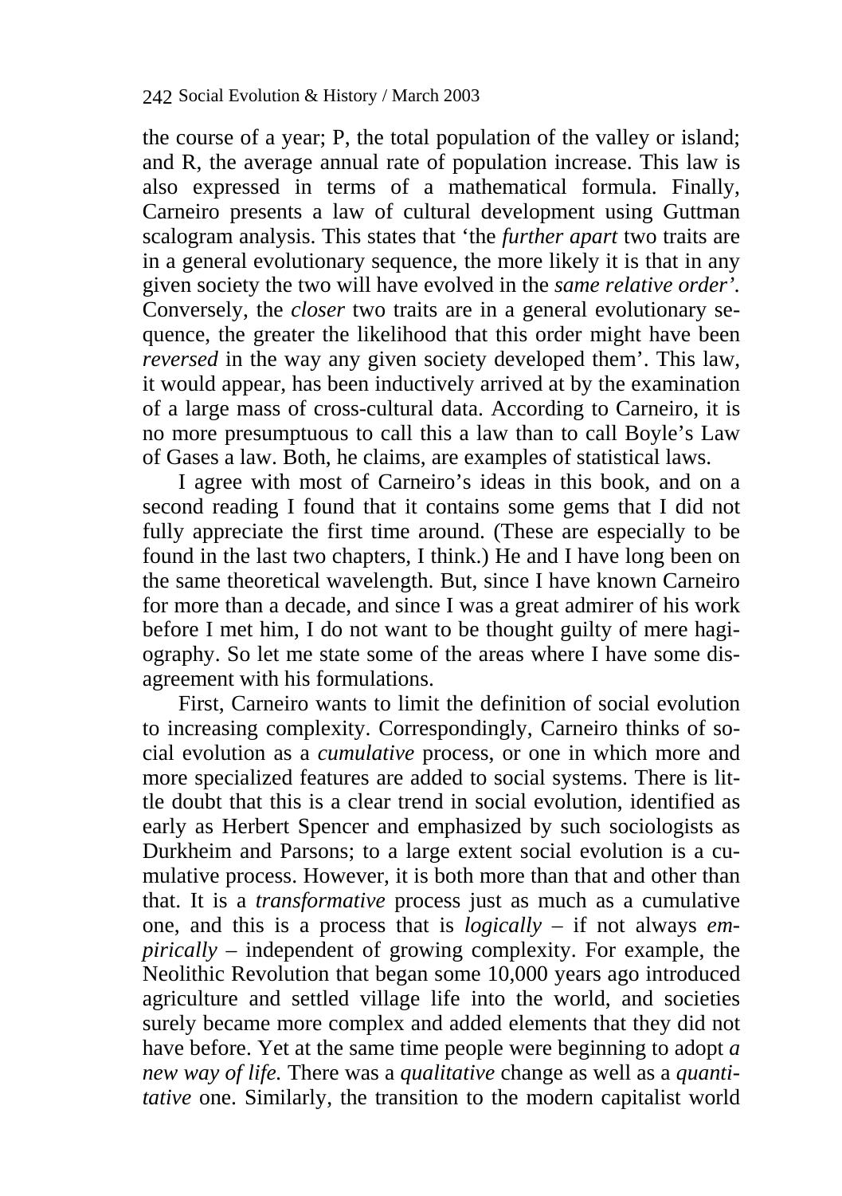the course of a year; P, the total population of the valley or island; and R, the average annual rate of population increase. This law is also expressed in terms of a mathematical formula. Finally, Carneiro presents a law of cultural development using Guttman scalogram analysis. This states that 'the *further apart* two traits are in a general evolutionary sequence, the more likely it is that in any given society the two will have evolved in the *same relative order'*. Conversely, the *closer* two traits are in a general evolutionary sequence, the greater the likelihood that this order might have been *reversed* in the way any given society developed them'. This law, it would appear, has been inductively arrived at by the examination of a large mass of cross-cultural data. According to Carneiro, it is no more presumptuous to call this a law than to call Boyle's Law of Gases a law. Both, he claims, are examples of statistical laws.

I agree with most of Carneiro's ideas in this book, and on a second reading I found that it contains some gems that I did not fully appreciate the first time around. (These are especially to be found in the last two chapters, I think.) He and I have long been on the same theoretical wavelength. But, since I have known Carneiro for more than a decade, and since I was a great admirer of his work before I met him, I do not want to be thought guilty of mere hagiography. So let me state some of the areas where I have some disagreement with his formulations.

First, Carneiro wants to limit the definition of social evolution to increasing complexity. Correspondingly, Carneiro thinks of social evolution as a *cumulative* process, or one in which more and more specialized features are added to social systems. There is little doubt that this is a clear trend in social evolution, identified as early as Herbert Spencer and emphasized by such sociologists as Durkheim and Parsons; to a large extent social evolution is a cumulative process. However, it is both more than that and other than that. It is a *transformative* process just as much as a cumulative one, and this is a process that is *logically* – if not always *empirically* – independent of growing complexity. For example, the Neolithic Revolution that began some 10,000 years ago introduced agriculture and settled village life into the world, and societies surely became more complex and added elements that they did not have before. Yet at the same time people were beginning to adopt *a new way of life.* There was a *qualitative* change as well as a *quantitative* one. Similarly, the transition to the modern capitalist world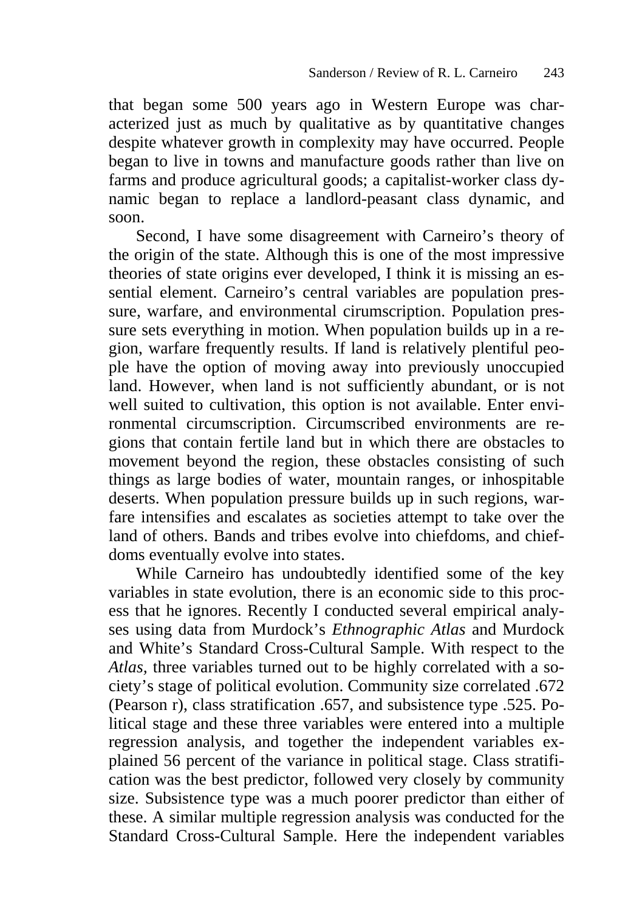that began some 500 years ago in Western Europe was characterized just as much by qualitative as by quantitative changes despite whatever growth in complexity may have occurred. People began to live in towns and manufacture goods rather than live on farms and produce agricultural goods; a capitalist-worker class dynamic began to replace a landlord-peasant class dynamic, and soon.

Second, I have some disagreement with Carneiro's theory of the origin of the state. Although this is one of the most impressive theories of state origins ever developed, I think it is missing an essential element. Carneiro's central variables are population pressure, warfare, and environmental cirumscription. Population pressure sets everything in motion. When population builds up in a region, warfare frequently results. If land is relatively plentiful people have the option of moving away into previously unoccupied land. However, when land is not sufficiently abundant, or is not well suited to cultivation, this option is not available. Enter environmental circumscription. Circumscribed environments are regions that contain fertile land but in which there are obstacles to movement beyond the region, these obstacles consisting of such things as large bodies of water, mountain ranges, or inhospitable deserts. When population pressure builds up in such regions, warfare intensifies and escalates as societies attempt to take over the land of others. Bands and tribes evolve into chiefdoms, and chiefdoms eventually evolve into states.

While Carneiro has undoubtedly identified some of the key variables in state evolution, there is an economic side to this process that he ignores. Recently I conducted several empirical analyses using data from Murdock's *Ethnographic Atlas* and Murdock and White's Standard Cross-Cultural Sample. With respect to the *Atlas*, three variables turned out to be highly correlated with a society's stage of political evolution. Community size correlated .672 (Pearson r), class stratification .657, and subsistence type .525. Political stage and these three variables were entered into a multiple regression analysis, and together the independent variables explained 56 percent of the variance in political stage. Class stratification was the best predictor, followed very closely by community size. Subsistence type was a much poorer predictor than either of these. A similar multiple regression analysis was conducted for the Standard Cross-Cultural Sample. Here the independent variables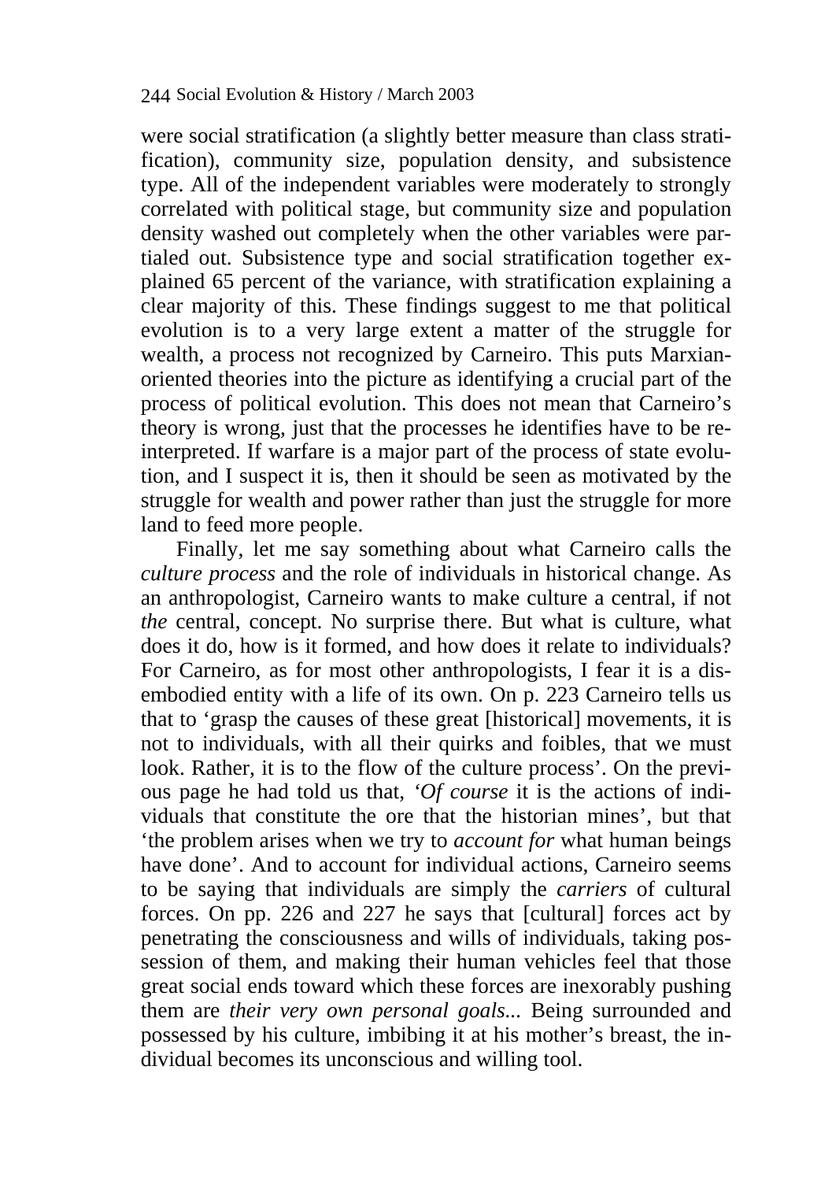were social stratification (a slightly better measure than class stratification), community size, population density, and subsistence type. All of the independent variables were moderately to strongly correlated with political stage, but community size and population density washed out completely when the other variables were partialed out. Subsistence type and social stratification together explained 65 percent of the variance, with stratification explaining a clear majority of this. These findings suggest to me that political evolution is to a very large extent a matter of the struggle for wealth, a process not recognized by Carneiro. This puts Marxian-oriented theories into the picture as identifying a crucial part of the process of political evolution. This does not mean that Carneiro's theory is wrong, just that the processes he identifies have to be reinterpreted. If warfare is a major part of the process of state evolution, and I suspect it is, then it should be seen as motivated by the struggle for wealth and power rather than just the struggle for more land to feed more people.

Finally, let me say something about what Carneiro calls the *culture process* and the role of individuals in historical change. As an anthropologist, Carneiro wants to make culture a central, if not *the* central, concept. No surprise there. But what is culture, what does it do, how is it formed, and how does it relate to individuals? For Carneiro, as for most other anthropologists, I fear it is a disembodied entity with a life of its own. On p. 223 Carneiro tells us that to 'grasp the causes of these great [historical] movements, it is not to individuals, with all their quirks and foibles, that we must look. Rather, it is to the flow of the culture process'. On the previous page he had told us that, '*Of course* it is the actions of individuals that constitute the ore that the historian mines', but that 'the problem arises when we try to *account for* what human beings have done'. And to account for individual actions, Carneiro seems to be saying that individuals are simply the *carriers* of cultural forces. On pp. 226 and 227 he says that [cultural] forces act by penetrating the consciousness and wills of individuals, taking possession of them, and making their human vehicles feel that those great social ends toward which these forces are inexorably pushing them are *their very own personal goals*... Being surrounded and possessed by his culture, imbibing it at his mother's breast, the individual becomes its unconscious and willing tool.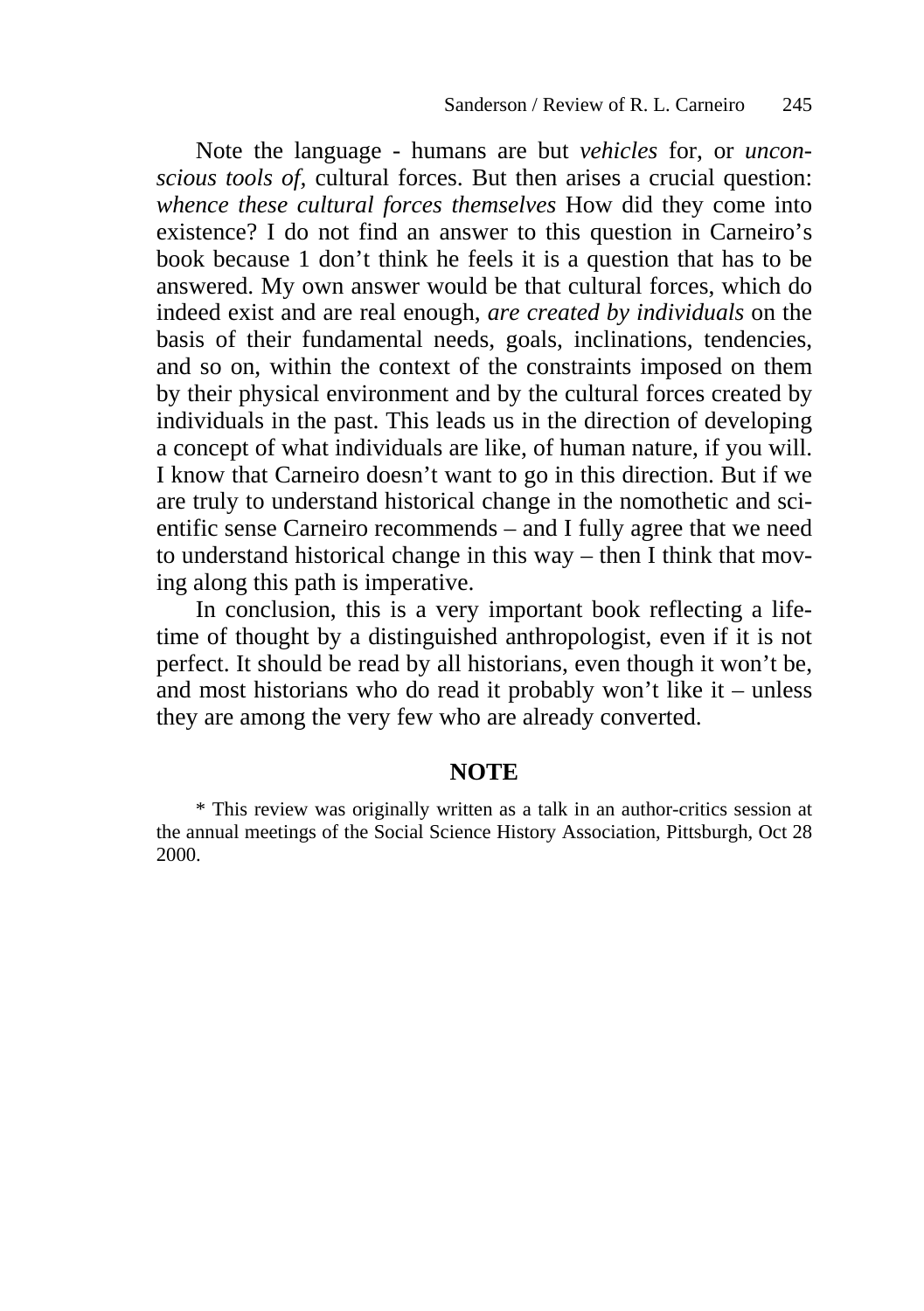Note the language - humans are but *vehicles* for, or *unconscious tools of*, cultural forces. But then arises a crucial question: *whence these cultural forces themselves* How did they come into existence? I do not find an answer to this question in Carneiro's book because 1 don't think he feels it is a question that has to be answered. My own answer would be that cultural forces, which do indeed exist and are real enough, *are created by individuals* on the basis of their fundamental needs, goals, inclinations, tendencies, and so on, within the context of the constraints imposed on them by their physical environment and by the cultural forces created by individuals in the past. This leads us in the direction of developing a concept of what individuals are like, of human nature, if you will. I know that Carneiro doesn't want to go in this direction. But if we are truly to understand historical change in the nomothetic and scientific sense Carneiro recommends – and I fully agree that we need to understand historical change in this way – then I think that moving along this path is imperative.

In conclusion, this is a very important book reflecting a lifetime of thought by a distinguished anthropologist, even if it is not perfect. It should be read by all historians, even though it won't be, and most historians who do read it probably won't like it – unless they are among the very few who are already converted.

## NOTE

* This review was originally written as a talk in an author-critics session at the annual meetings of the Social Science History Association, Pittsburgh, Oct 28 2000.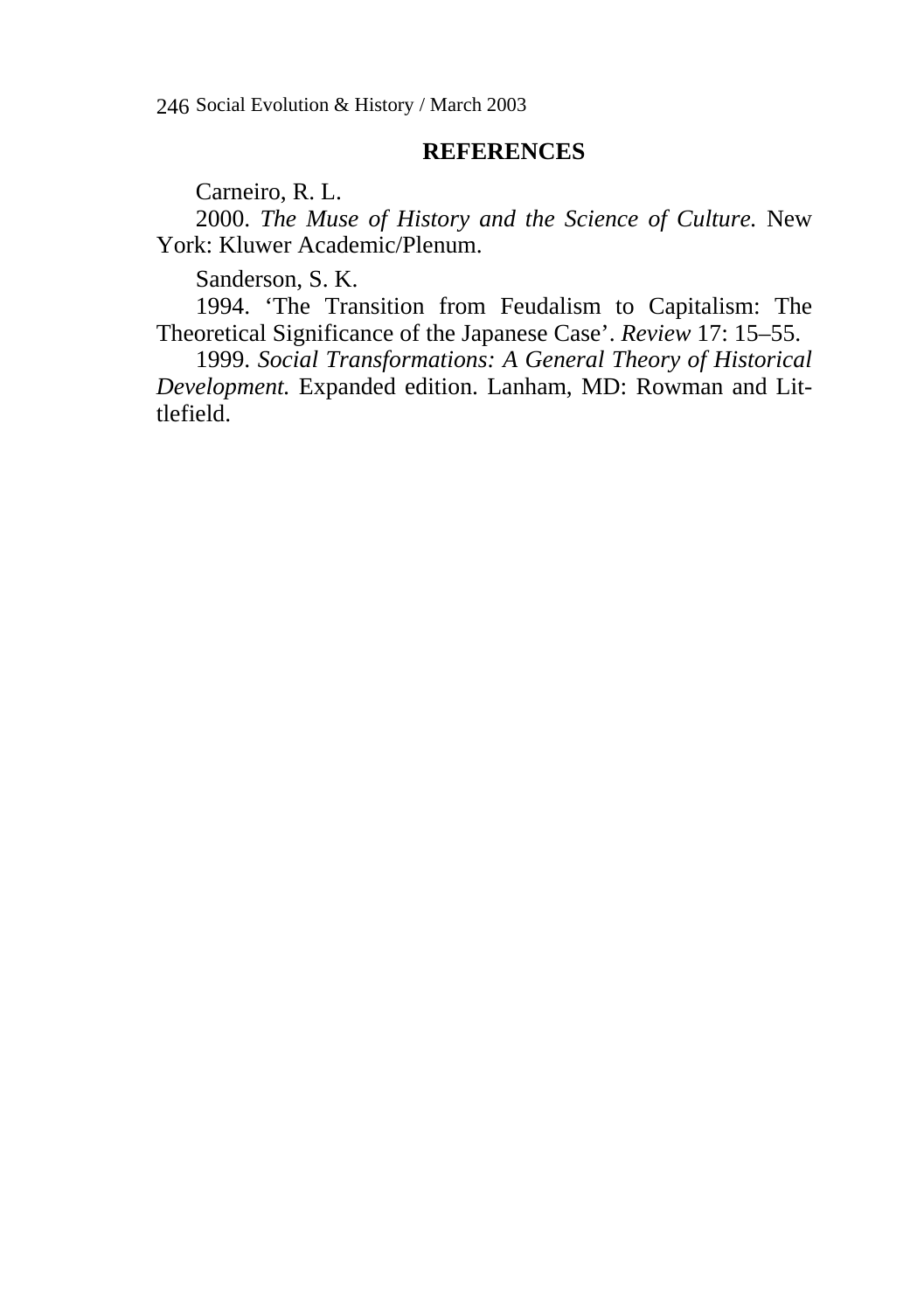## REFERENCES

Carneiro, R. L.

2000. *The Muse of History and the Science of Culture.* New York: Kluwer Academic/Plenum.

Sanderson, S. K.

1994. 'The Transition from Feudalism to Capitalism: The Theoretical Significance of the Japanese Case'. *Review* 17: 15–55.

1999. *Social Transformations: A General Theory of Historical Development.* Expanded edition. Lanham, MD: Rowman and Littlefield.